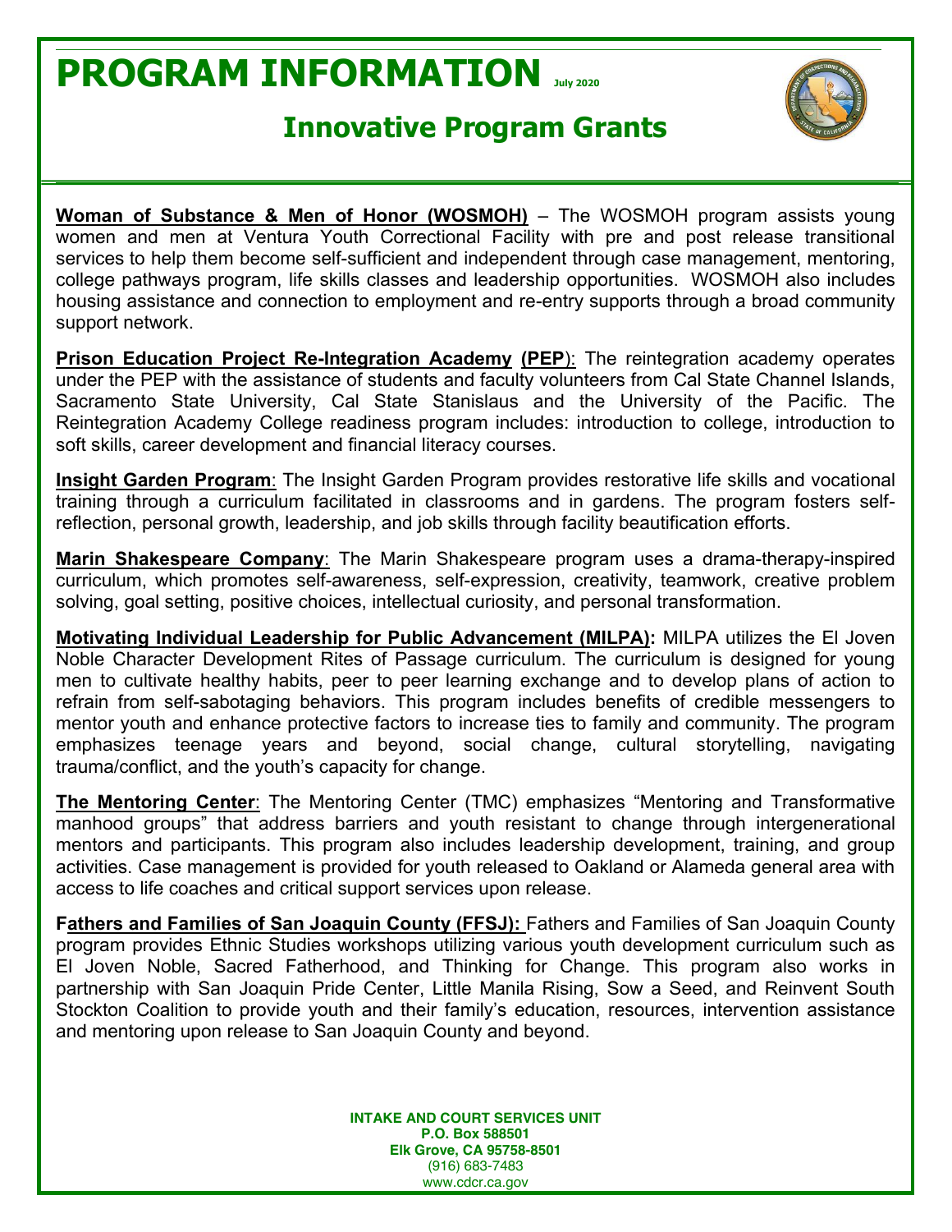# PROGRAM INFORMATION

July 2020

## Innovative Program Grants

**Woman of Substance & Men of Honor (WOSMOH)** – The WOSMOH program assists young women and men at Ventura Youth Correctional Facility with pre and post release transitional services to help them become self-sufficient and independent through case management, mentoring, college pathways program, life skills classes and leadership opportunities. WOSMOH also includes housing assistance and connection to employment and re-entry supports through a broad community support network.

**Prison Education Project Re-Integration Academy (PEP):** The reintegration academy operates under the PEP with the assistance of students and faculty volunteers from Cal State Channel Islands, Sacramento State University, Cal State Stanislaus and the University of the Pacific. The Reintegration Academy College readiness program includes: introduction to college, introduction to soft skills, career development and financial literacy courses.

**Insight Garden Program**: The Insight Garden Program provides restorative life skills and vocational training through a curriculum facilitated in classrooms and in gardens. The program fosters self-reflection, personal growth, leadership, and job skills through facility beautification efforts.

**Marin Shakespeare Company**: The Marin Shakespeare program uses a drama-therapy-inspired curriculum, which promotes self-awareness, self-expression, creativity, teamwork, creative problem solving, goal setting, positive choices, intellectual curiosity, and personal transformation.

**Motivating Individual Leadership for Public Advancement (MILPA):** MILPA utilizes the El Joven Noble Character Development Rites of Passage curriculum. The curriculum is designed for young men to cultivate healthy habits, peer to peer learning exchange and to develop plans of action to refrain from self-sabotaging behaviors. This program includes benefits of credible messengers to mentor youth and enhance protective factors to increase ties to family and community. The program emphasizes teenage years and beyond, social change, cultural storytelling, navigating trauma/conflict, and the youth's capacity for change.

**The Mentoring Center**: The Mentoring Center (TMC) emphasizes "Mentoring and Transformative manhood groups" that address barriers and youth resistant to change through intergenerational mentors and participants. This program also includes leadership development, training, and group activities. Case management is provided for youth released to Oakland or Alameda general area with access to life coaches and critical support services upon release.

**Fathers and Families of San Joaquin County (FFSJ):** Fathers and Families of San Joaquin County program provides Ethnic Studies workshops utilizing various youth development curriculum such as El Joven Noble, Sacred Fatherhood, and Thinking for Change. This program also works in partnership with San Joaquin Pride Center, Little Manila Rising, Sow a Seed, and Reinvent South Stockton Coalition to provide youth and their family's education, resources, intervention assistance and mentoring upon release to San Joaquin County and beyond.

**INTAKE AND COURT SERVICES UNIT**
**P.O. Box 588501**
**Elk Grove, CA 95758-8501**
(916) 683-7483
www.cdcr.ca.gov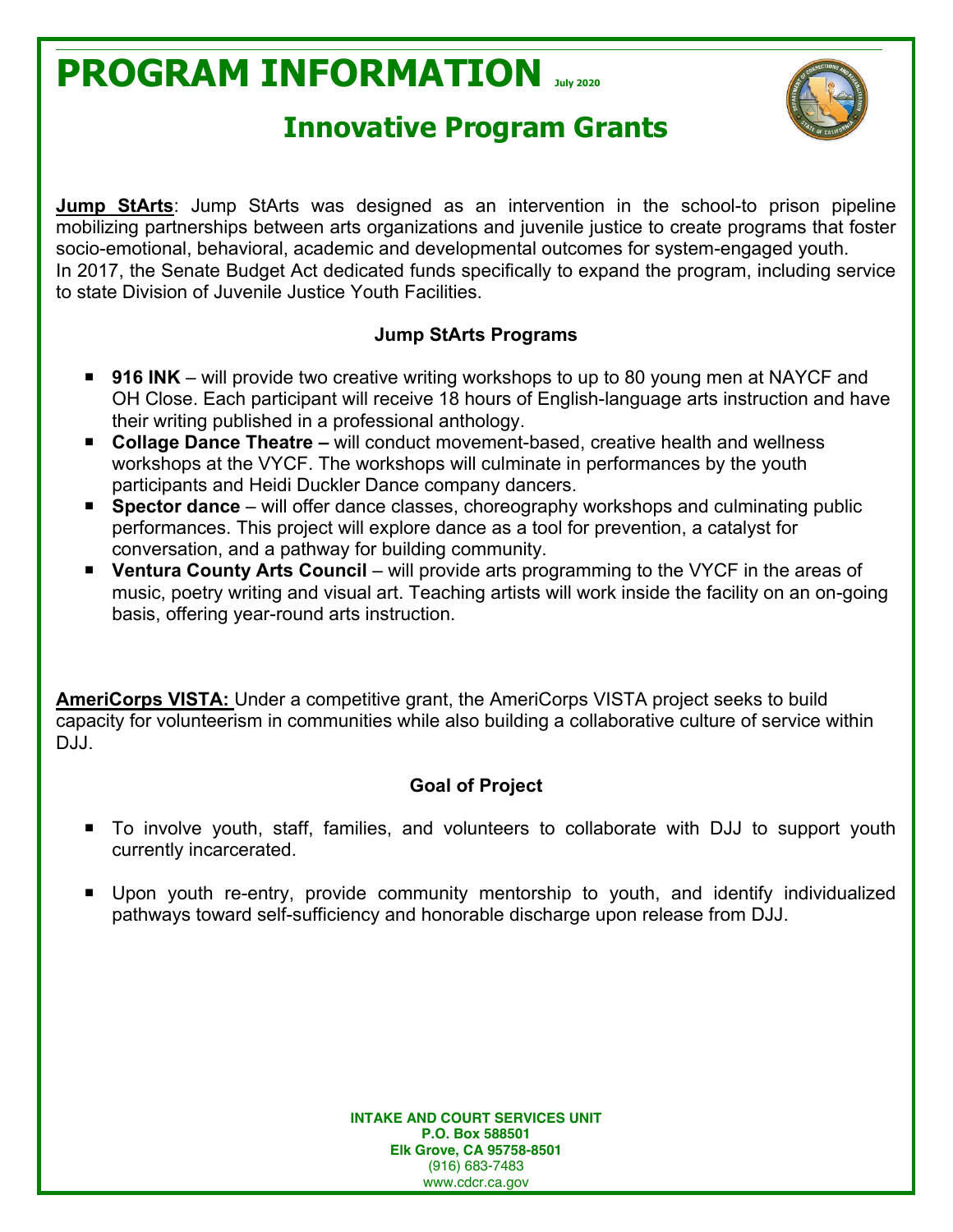# PROGRAM INFORMATION July 2020

## Innovative Program Grants

**Jump StArts**: Jump StArts was designed as an intervention in the school-to prison pipeline mobilizing partnerships between arts organizations and juvenile justice to create programs that foster socio-emotional, behavioral, academic and developmental outcomes for system-engaged youth. In 2017, the Senate Budget Act dedicated funds specifically to expand the program, including service to state Division of Juvenile Justice Youth Facilities.

### Jump StArts Programs

- **916 INK** – will provide two creative writing workshops to up to 80 young men at NAYCF and OH Close. Each participant will receive 18 hours of English-language arts instruction and have their writing published in a professional anthology.
- **Collage Dance Theatre –** will conduct movement-based, creative health and wellness workshops at the VYCF. The workshops will culminate in performances by the youth participants and Heidi Duckler Dance company dancers.
- **Spector dance** – will offer dance classes, choreography workshops and culminating public performances. This project will explore dance as a tool for prevention, a catalyst for conversation, and a pathway for building community.
- **Ventura County Arts Council** – will provide arts programming to the VYCF in the areas of music, poetry writing and visual art. Teaching artists will work inside the facility on an on-going basis, offering year-round arts instruction.

**AmeriCorps VISTA:** Under a competitive grant, the AmeriCorps VISTA project seeks to build capacity for volunteerism in communities while also building a collaborative culture of service within DJJ.

### Goal of Project

- To involve youth, staff, families, and volunteers to collaborate with DJJ to support youth currently incarcerated.
- Upon youth re-entry, provide community mentorship to youth, and identify individualized pathways toward self-sufficiency and honorable discharge upon release from DJJ.

**INTAKE AND COURT SERVICES UNIT**
**P.O. Box 588501**
**Elk Grove, CA 95758-8501**
(916) 683-7483
www.cdcr.ca.gov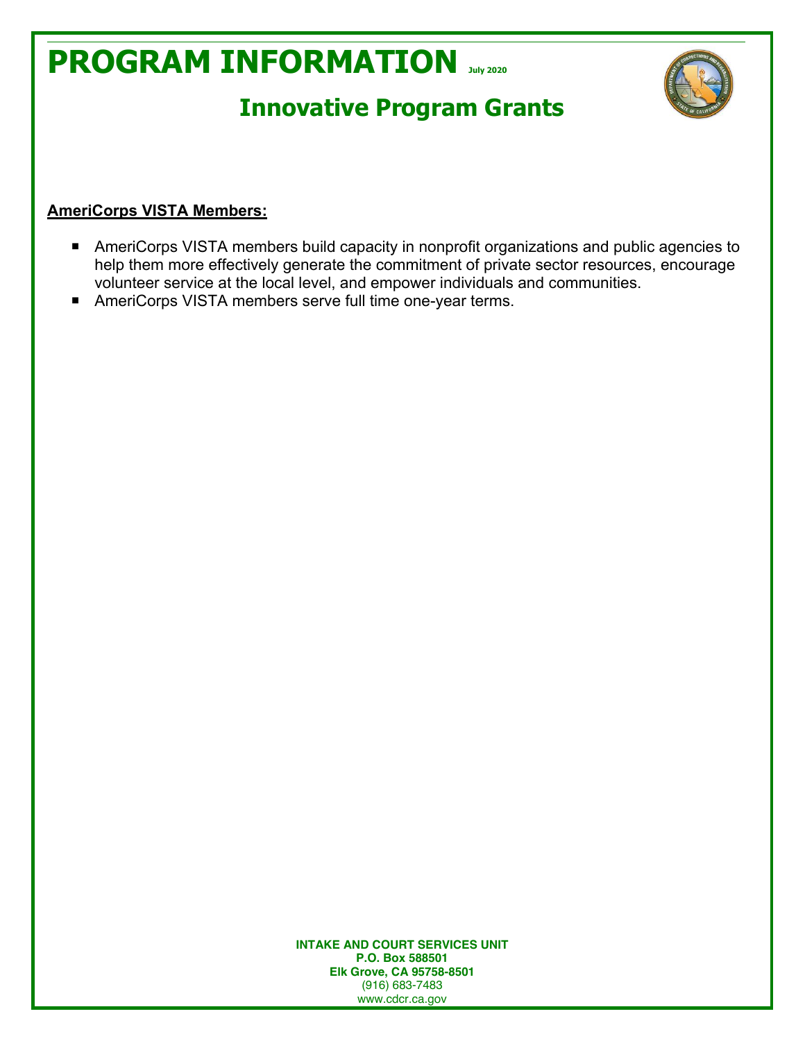# PROGRAM INFORMATION July 2020

## Innovative Program Grants

**AmeriCorps VISTA Members:**

- AmeriCorps VISTA members build capacity in nonprofit organizations and public agencies to help them more effectively generate the commitment of private sector resources, encourage volunteer service at the local level, and empower individuals and communities.
- AmeriCorps VISTA members serve full time one-year terms.

**INTAKE AND COURT SERVICES UNIT**
**P.O. Box 588501**
**Elk Grove, CA 95758-8501**
(916) 683-7483
www.cdcr.ca.gov